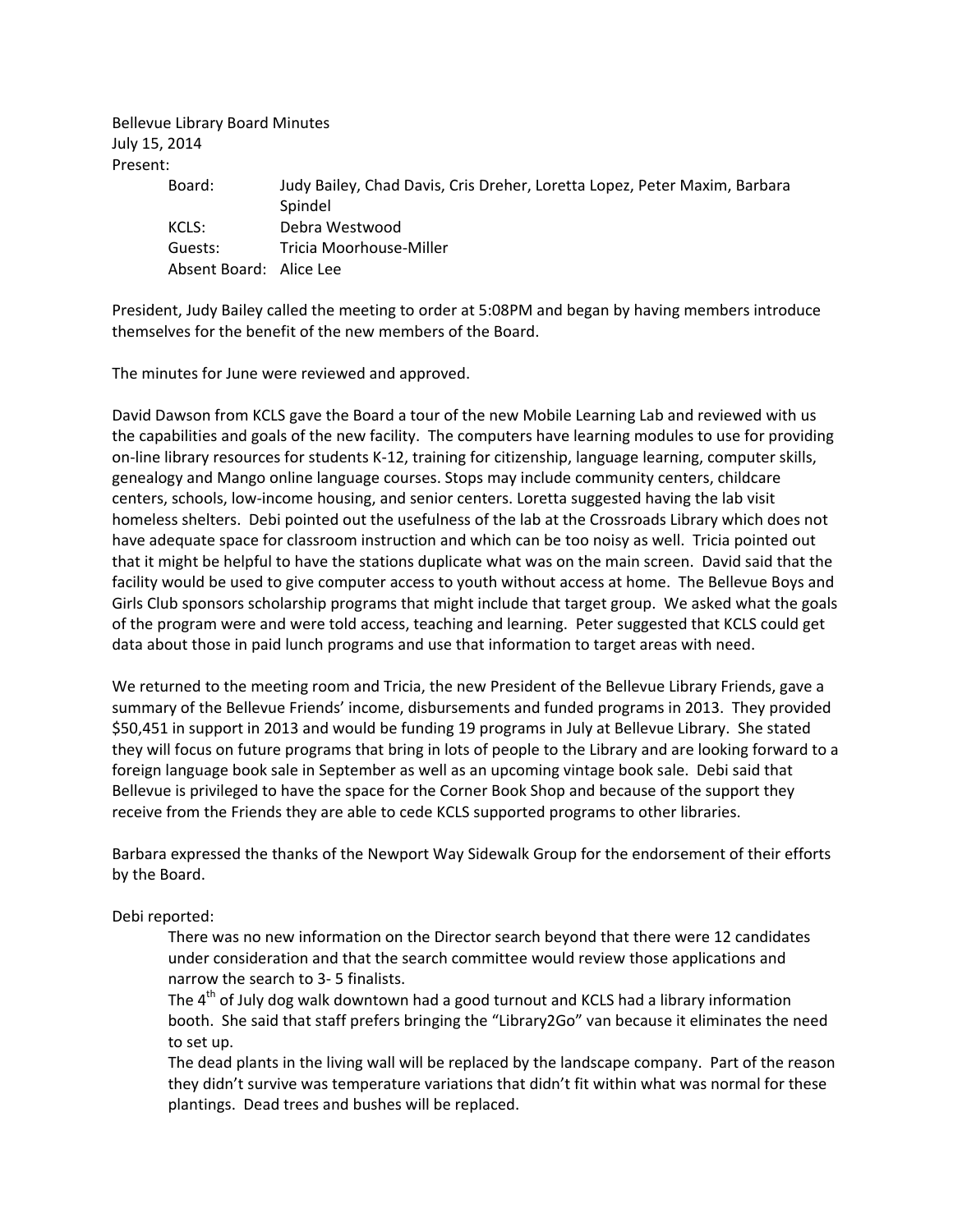Bellevue Library Board Minutes
July 15, 2014
Present:

| | |
|---|---|
| Board: | Judy Bailey, Chad Davis, Cris Dreher, Loretta Lopez, Peter Maxim, Barbara Spindel |
| KCLS: | Debra Westwood |
| Guests: | Tricia Moorhouse-Miller |
| Absent Board: | Alice Lee |

President, Judy Bailey called the meeting to order at 5:08PM and began by having members introduce themselves for the benefit of the new members of the Board.

The minutes for June were reviewed and approved.

David Dawson from KCLS gave the Board a tour of the new Mobile Learning Lab and reviewed with us the capabilities and goals of the new facility. The computers have learning modules to use for providing on-line library resources for students K-12, training for citizenship, language learning, computer skills, genealogy and Mango online language courses. Stops may include community centers, childcare centers, schools, low-income housing, and senior centers. Loretta suggested having the lab visit homeless shelters. Debi pointed out the usefulness of the lab at the Crossroads Library which does not have adequate space for classroom instruction and which can be too noisy as well. Tricia pointed out that it might be helpful to have the stations duplicate what was on the main screen. David said that the facility would be used to give computer access to youth without access at home. The Bellevue Boys and Girls Club sponsors scholarship programs that might include that target group. We asked what the goals of the program were and were told access, teaching and learning. Peter suggested that KCLS could get data about those in paid lunch programs and use that information to target areas with need.

We returned to the meeting room and Tricia, the new President of the Bellevue Library Friends, gave a summary of the Bellevue Friends' income, disbursements and funded programs in 2013. They provided $50,451 in support in 2013 and would be funding 19 programs in July at Bellevue Library. She stated they will focus on future programs that bring in lots of people to the Library and are looking forward to a foreign language book sale in September as well as an upcoming vintage book sale. Debi said that Bellevue is privileged to have the space for the Corner Book Shop and because of the support they receive from the Friends they are able to cede KCLS supported programs to other libraries.

Barbara expressed the thanks of the Newport Way Sidewalk Group for the endorsement of their efforts by the Board.

Debi reported:

There was no new information on the Director search beyond that there were 12 candidates under consideration and that the search committee would review those applications and narrow the search to 3- 5 finalists.

The 4th of July dog walk downtown had a good turnout and KCLS had a library information booth. She said that staff prefers bringing the "Library2Go" van because it eliminates the need to set up.

The dead plants in the living wall will be replaced by the landscape company. Part of the reason they didn't survive was temperature variations that didn't fit within what was normal for these plantings. Dead trees and bushes will be replaced.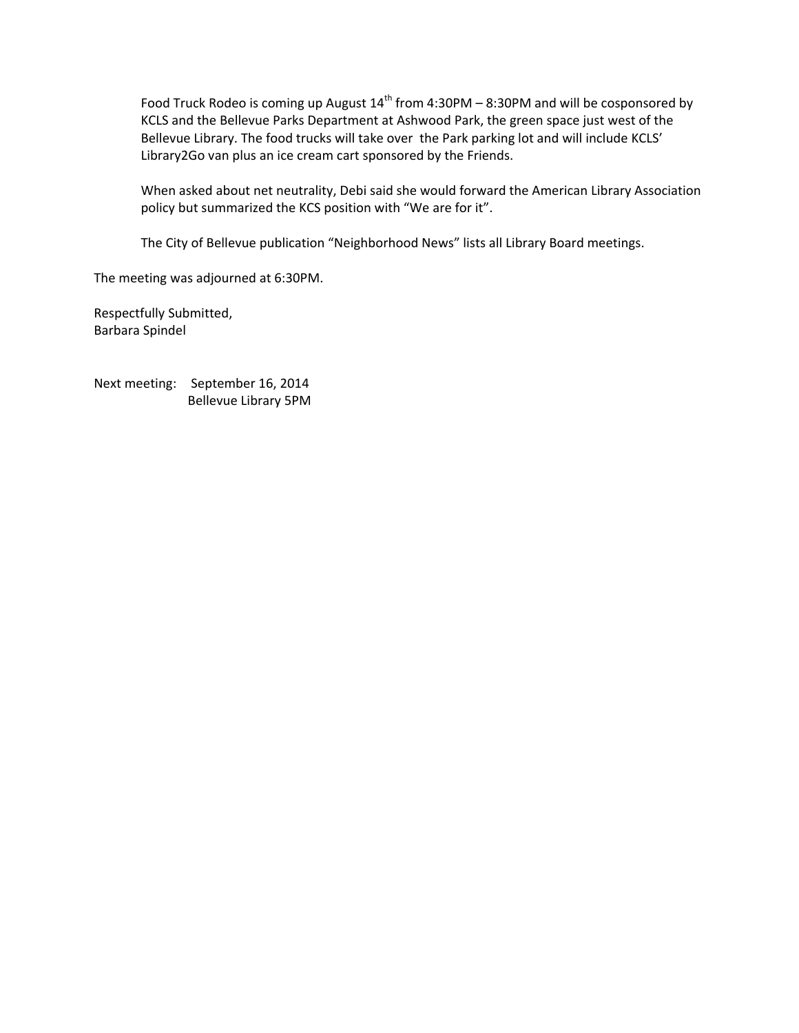Food Truck Rodeo is coming up August 14th from 4:30PM – 8:30PM and will be cosponsored by KCLS and the Bellevue Parks Department at Ashwood Park, the green space just west of the Bellevue Library. The food trucks will take over the Park parking lot and will include KCLS' Library2Go van plus an ice cream cart sponsored by the Friends.

When asked about net neutrality, Debi said she would forward the American Library Association policy but summarized the KCS position with "We are for it".

The City of Bellevue publication "Neighborhood News" lists all Library Board meetings.

The meeting was adjourned at 6:30PM.

Respectfully Submitted,
Barbara Spindel

Next meeting: September 16, 2014
Bellevue Library 5PM